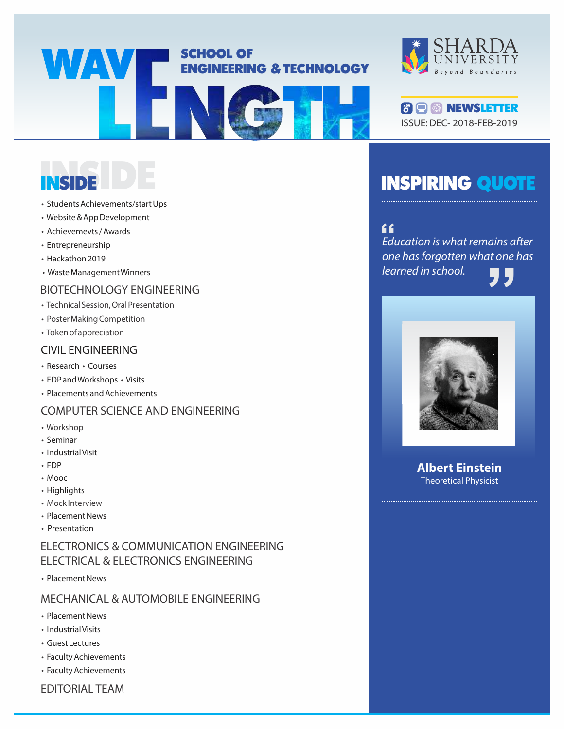# WAVELENGTH

## SCHOOL OF ENGINEERING & TECHNOLOGY

SHARDA UNIVERSITY
Beyond Boundaries

NEWSLETTER
ISSUE: DEC- 2018-FEB-2019

## INSIDE

- Students Achievements/start Ups
- Website & App Development
- Achievemevts / Awards
- Entrepreneurship
- Hackathon 2019
- Waste Management Winners

### BIOTECHNOLOGY ENGINEERING

- Technical Session, Oral Presentation
- Poster Making Competition
- Token of appreciation

### CIVIL ENGINEERING

- Research • Courses
- FDP and Workshops • Visits
- Placements and Achievements

### COMPUTER SCIENCE AND ENGINEERING

- Workshop
- Seminar
- Industrial Visit
- FDP
- Mooc
- Highlights
- Mock Interview
- Placement News
- Presentation

### ELECTRONICS & COMMUNICATION ENGINEERING
### ELECTRICAL & ELECTRONICS ENGINEERING

- Placement News

### MECHANICAL & AUTOMOBILE ENGINEERING

- Placement News
- Industrial Visits
- Guest Lectures
- Faculty Achievements
- Faculty Achievements

### EDITORIAL TEAM

## INSPIRING QUOTE

*"Education is what remains after one has forgotten what one has learned in school."*

**Albert Einstein**
Theoretical Physicist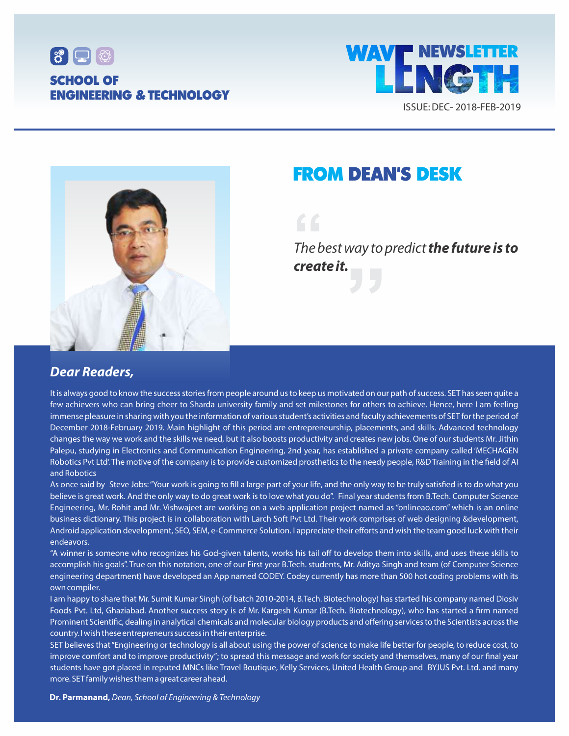SCHOOL OF ENGINEERING & TECHNOLOGY

WAVELENGTH NEWSLETTER

ISSUE: DEC- 2018-FEB-2019

# FROM DEAN'S DESK

> *The best way to predict **the future is to create it.***

***Dear Readers,***

It is always good to know the success stories from people around us to keep us motivated on our path of success. SET has seen quite a few achievers who can bring cheer to Sharda university family and set milestones for others to achieve. Hence, here I am feeling immense pleasure in sharing with you the information of various student's activities and faculty achievements of SET for the period of December 2018-February 2019. Main highlight of this period are entrepreneurship, placements, and skills. Advanced technology changes the way we work and the skills we need, but it also boosts productivity and creates new jobs. One of our students Mr. Jithin Palepu, studying in Electronics and Communication Engineering, 2nd year, has established a private company called 'MECHAGEN Robotics Pvt Ltd'. The motive of the company is to provide customized prosthetics to the needy people, R&D Training in the field of AI and Robotics

As once said by Steve Jobs: "Your work is going to fill a large part of your life, and the only way to be truly satisfied is to do what you believe is great work. And the only way to do great work is to love what you do". Final year students from B.Tech. Computer Science Engineering, Mr. Rohit and Mr. Vishwajeet are working on a web application project named as "onlineao.com" which is an online business dictionary. This project is in collaboration with Larch Soft Pvt Ltd. Their work comprises of web designing &development, Android application development, SEO, SEM, e-Commerce Solution. I appreciate their efforts and wish the team good luck with their endeavors.

"A winner is someone who recognizes his God-given talents, works his tail off to develop them into skills, and uses these skills to accomplish his goals". True on this notation, one of our First year B.Tech. students, Mr. Aditya Singh and team (of Computer Science engineering department) have developed an App named CODEY. Codey currently has more than 500 hot coding problems with its own compiler.

I am happy to share that Mr. Sumit Kumar Singh (of batch 2010-2014, B.Tech. Biotechnology) has started his company named Diosiv Foods Pvt. Ltd, Ghaziabad. Another success story is of Mr. Kargesh Kumar (B.Tech. Biotechnology), who has started a firm named Prominent Scientific, dealing in analytical chemicals and molecular biology products and offering services to the Scientists across the country. I wish these entrepreneurs success in their enterprise.

SET believes that "Engineering or technology is all about using the power of science to make life better for people, to reduce cost, to improve comfort and to improve productivity"; to spread this message and work for society and themselves, many of our final year students have got placed in reputed MNCs like Travel Boutique, Kelly Services, United Health Group and BYJUS Pvt. Ltd. and many more. SET family wishes them a great career ahead.

**Dr. Parmanand,** *Dean, School of Engineering & Technology*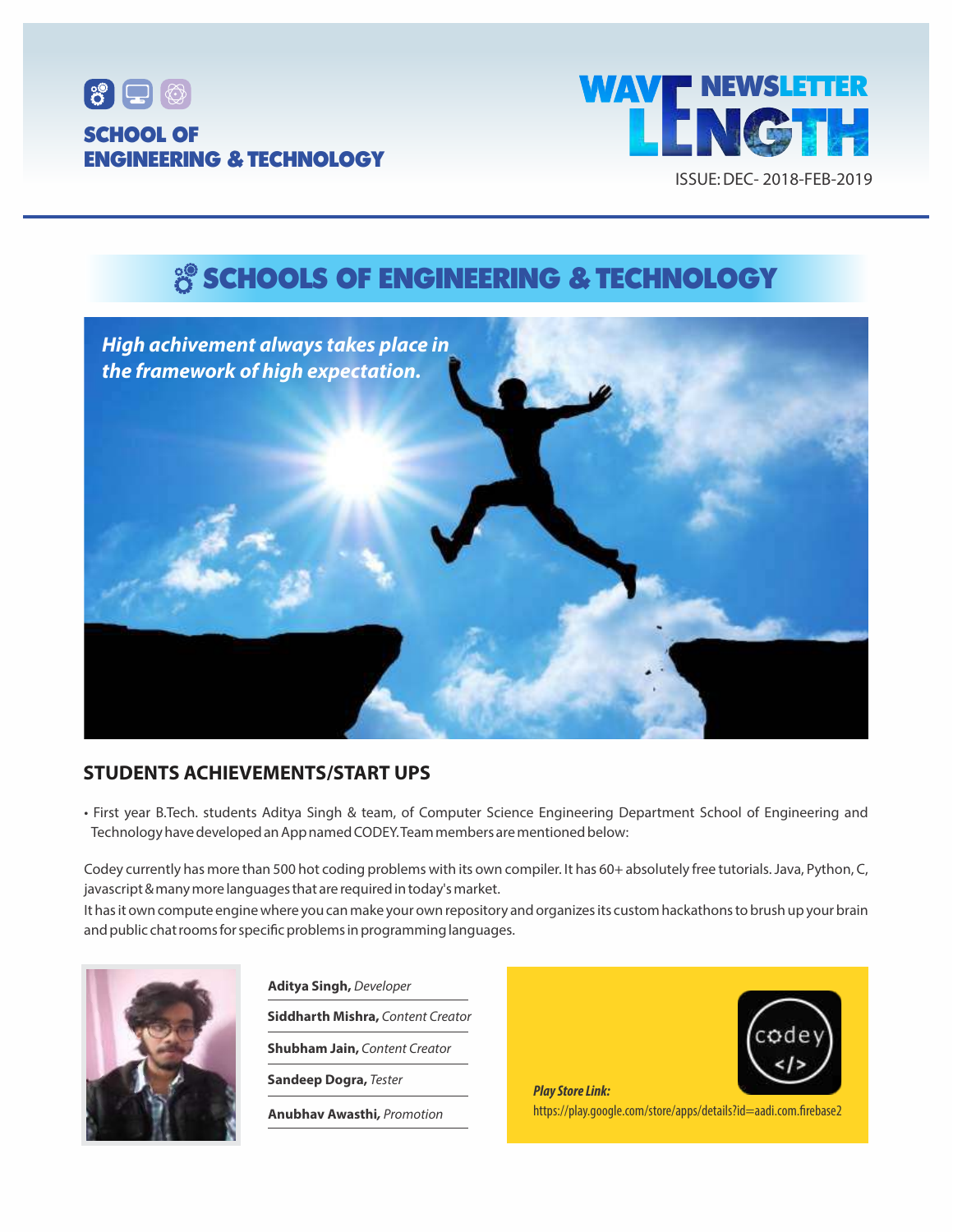SCHOOL OF ENGINEERING & TECHNOLOGY

WAVELENGTH NEWSLETTER

ISSUE: DEC- 2018-FEB-2019

# SCHOOLS OF ENGINEERING & TECHNOLOGY

***High achivement always takes place in the framework of high expectation.***

## STUDENTS ACHIEVEMENTS/START UPS

- First year B.Tech. students Aditya Singh & team, of Computer Science Engineering Department School of Engineering and Technology have developed an App named CODEY. Team members are mentioned below:

Codey currently has more than 500 hot coding problems with its own compiler. It has 60+ absolutely free tutorials. Java, Python, C, javascript & many more languages that are required in today's market.

It has it own compute engine where you can make your own repository and organizes its custom hackathons to brush up your brain and public chat rooms for specific problems in programming languages.

**Aditya Singh,** *Developer*

**Siddharth Mishra,** *Content Creator*

**Shubham Jain,** *Content Creator*

**Sandeep Dogra,** *Tester*

**Anubhav Awasthi,** *Promotion*

***Play Store Link:***

https://play.google.com/store/apps/details?id=aadi.com.firebase2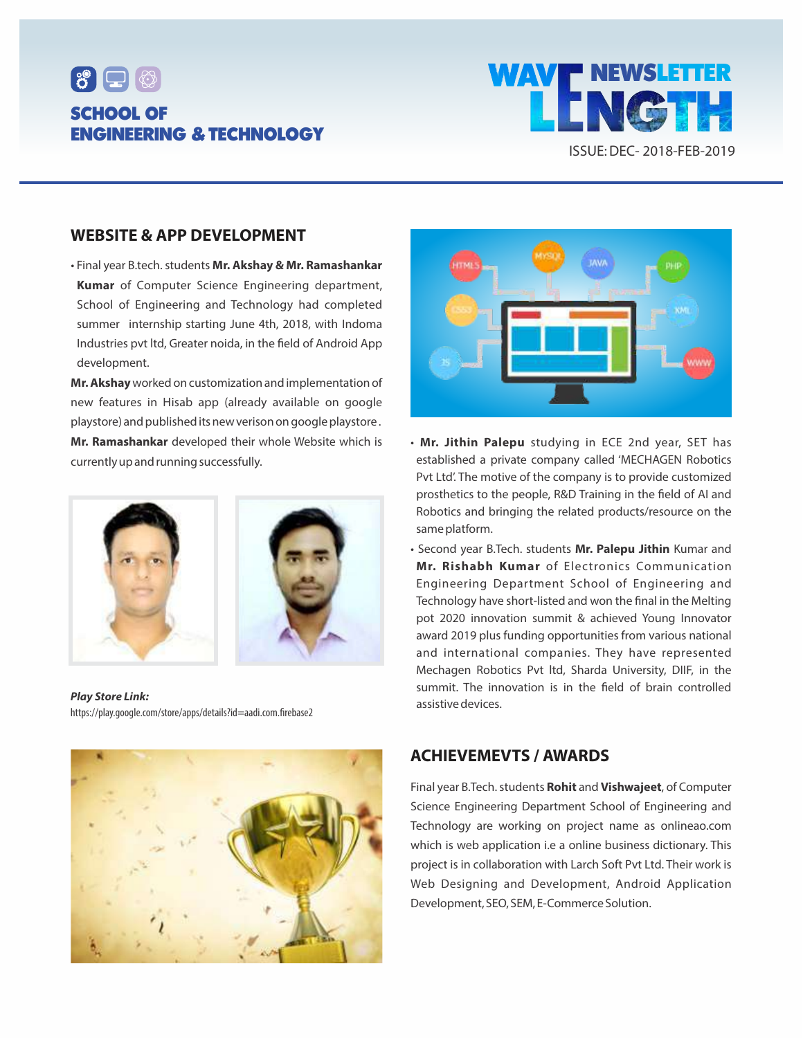## WEBSITE & APP DEVELOPMENT

- Final year B.tech. students **Mr. Akshay & Mr. Ramashankar Kumar** of Computer Science Engineering department, School of Engineering and Technology had completed summer internship starting June 4th, 2018, with Indoma Industries pvt ltd, Greater noida, in the field of Android App development.

**Mr. Akshay** worked on customization and implementation of new features in Hisab app (already available on google playstore) and published its new verison on google playstore . **Mr. Ramashankar** developed their whole Website which is currently up and running successfully.

***Play Store Link:***
https://play.google.com/store/apps/details?id=aadi.com.firebase2

- **Mr. Jithin Palepu** studying in ECE 2nd year, SET has established a private company called 'MECHAGEN Robotics Pvt Ltd'. The motive of the company is to provide customized prosthetics to the people, R&D Training in the field of AI and Robotics and bringing the related products/resource on the same platform.
- Second year B.Tech. students **Mr. Palepu Jithin** Kumar and **Mr. Rishabh Kumar** of Electronics Communication Engineering Department School of Engineering and Technology have short-listed and won the final in the Melting pot 2020 innovation summit & achieved Young Innovator award 2019 plus funding opportunities from various national and international companies. They have represented Mechagen Robotics Pvt ltd, Sharda University, DIIF, in the summit. The innovation is in the field of brain controlled assistive devices.

## ACHIEVEMEVTS / AWARDS

Final year B.Tech. students **Rohit** and **Vishwajeet**, of Computer Science Engineering Department School of Engineering and Technology are working on project name as onlineao.com which is web application i.e a online business dictionary. This project is in collaboration with Larch Soft Pvt Ltd. Their work is Web Designing and Development, Android Application Development, SEO, SEM, E-Commerce Solution.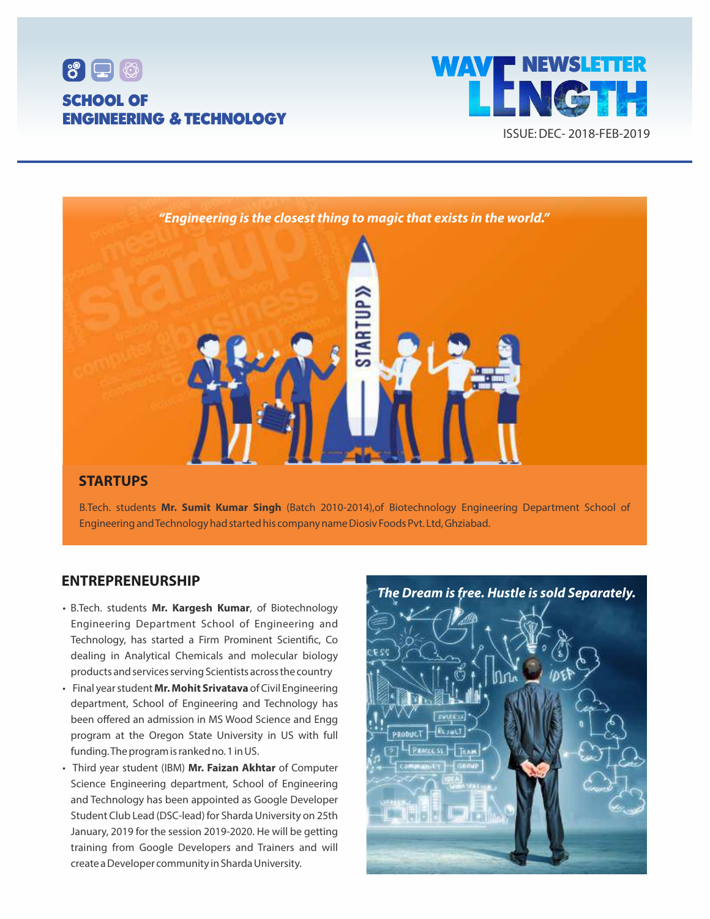SCHOOL OF ENGINEERING & TECHNOLOGY

WAVELENGTH NEWSLETTER

ISSUE: DEC- 2018-FEB-2019

*"Engineering is the closest thing to magic that exists in the world."*

## STARTUPS

B.Tech. students **Mr. Sumit Kumar Singh** (Batch 2010-2014),of Biotechnology Engineering Department School of Engineering and Technology had started his company name Diosiv Foods Pvt. Ltd, Ghziabad.

## ENTREPRENEURSHIP

- B.Tech. students **Mr. Kargesh Kumar**, of Biotechnology Engineering Department School of Engineering and Technology, has started a Firm Prominent Scientific, Co dealing in Analytical Chemicals and molecular biology products and services serving Scientists across the country
- Final year student **Mr. Mohit Srivatava** of Civil Engineering department, School of Engineering and Technology has been offered an admission in MS Wood Science and Engg program at the Oregon State University in US with full funding. The program is ranked no. 1 in US.
- Third year student (IBM) **Mr. Faizan Akhtar** of Computer Science Engineering department, School of Engineering and Technology has been appointed as Google Developer Student Club Lead (DSC-lead) for Sharda University on 25th January, 2019 for the session 2019-2020. He will be getting training from Google Developers and Trainers and will create a Developer community in Sharda University.

*The Dream is free. Hustle is sold Separately.*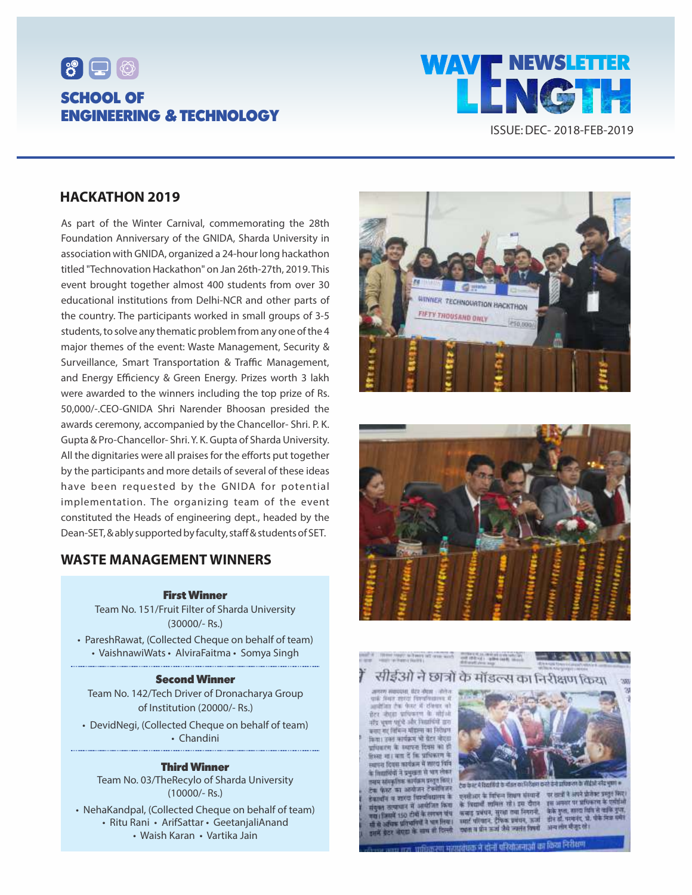## HACKATHON 2019

As part of the Winter Carnival, commemorating the 28th Foundation Anniversary of the GNIDA, Sharda University in association with GNIDA, organized a 24-hour long hackathon titled "Technovation Hackathon" on Jan 26th-27th, 2019. This event brought together almost 400 students from over 30 educational institutions from Delhi-NCR and other parts of the country. The participants worked in small groups of 3-5 students, to solve any thematic problem from any one of the 4 major themes of the event: Waste Management, Security & Surveillance, Smart Transportation & Traffic Management, and Energy Efficiency & Green Energy. Prizes worth 3 lakh were awarded to the winners including the top prize of Rs. 50,000/-.CEO-GNIDA Shri Narender Bhoosan presided the awards ceremony, accompanied by the Chancellor- Shri. P. K. Gupta & Pro-Chancellor- Shri. Y. K. Gupta of Sharda University. All the dignitaries were all praises for the efforts put together by the participants and more details of several of these ideas have been requested by the GNIDA for potential implementation. The organizing team of the event constituted the Heads of engineering dept., headed by the Dean-SET, & ably supported by faculty, staff & students of SET.

## WASTE MANAGEMENT WINNERS

**First Winner**

Team No. 151/Fruit Filter of Sharda University (30000/- Rs.)

- PareshRawat, (Collected Cheque on behalf of team)
- VaishnawiWats
- AlviraFaitma
- Somya Singh

**Second Winner**

Team No. 142/Tech Driver of Dronacharya Group of Institution (20000/- Rs.)

- DevidNegi, (Collected Cheque on behalf of team)
- Chandini

**Third Winner**

Team No. 03/TheRecylo of Sharda University (10000/- Rs.)

- NehaKandpal, (Collected Cheque on behalf of team)
- Ritu Rani
- ArifSattar
- GeetanjaliAnand
- Waish Karan
- Vartika Jain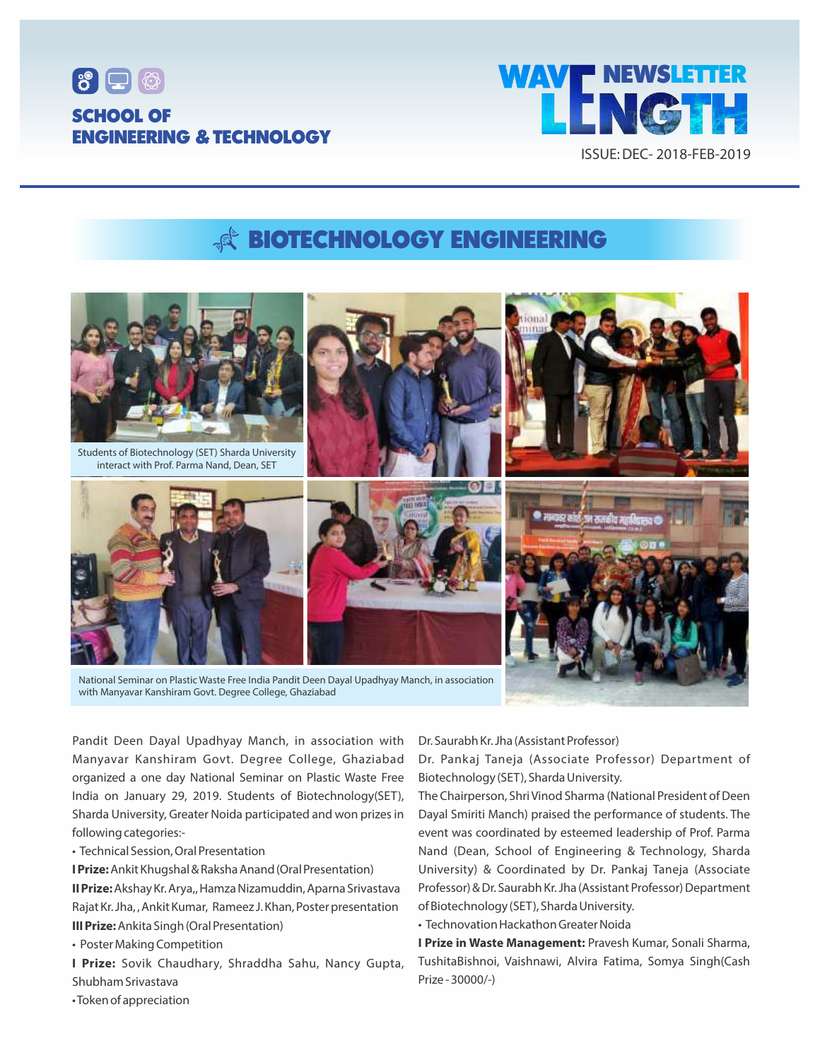# BIOTECHNOLOGY ENGINEERING

Students of Biotechnology (SET) Sharda University interact with Prof. Parma Nand, Dean, SET

National Seminar on Plastic Waste Free India Pandit Deen Dayal Upadhyay Manch, in association with Manyavar Kanshiram Govt. Degree College, Ghaziabad

Pandit Deen Dayal Upadhyay Manch, in association with Manyavar Kanshiram Govt. Degree College, Ghaziabad organized a one day National Seminar on Plastic Waste Free India on January 29, 2019. Students of Biotechnology(SET), Sharda University, Greater Noida participated and won prizes in following categories:-

- Technical Session, Oral Presentation

**I Prize:** Ankit Khugshal & Raksha Anand (Oral Presentation)

**II Prize:** Akshay Kr. Arya,, Hamza Nizamuddin, Aparna Srivastava Rajat Kr. Jha, , Ankit Kumar, Rameez J. Khan, Poster presentation

**III Prize:** Ankita Singh (Oral Presentation)

- Poster Making Competition

**I Prize:** Sovik Chaudhary, Shraddha Sahu, Nancy Gupta, Shubham Srivastava

- Token of appreciation

Dr. Saurabh Kr. Jha (Assistant Professor)

Dr. Pankaj Taneja (Associate Professor) Department of Biotechnology (SET), Sharda University.

The Chairperson, Shri Vinod Sharma (National President of Deen Dayal Smiriti Manch) praised the performance of students. The event was coordinated by esteemed leadership of Prof. Parma Nand (Dean, School of Engineering & Technology, Sharda University) & Coordinated by Dr. Pankaj Taneja (Associate Professor) & Dr. Saurabh Kr. Jha (Assistant Professor) Department of Biotechnology (SET), Sharda University.

- Technovation Hackathon Greater Noida

**I Prize in Waste Management:** Pravesh Kumar, Sonali Sharma, TushitaBishnoi, Vaishnawi, Alvira Fatima, Somya Singh(Cash Prize - 30000/-)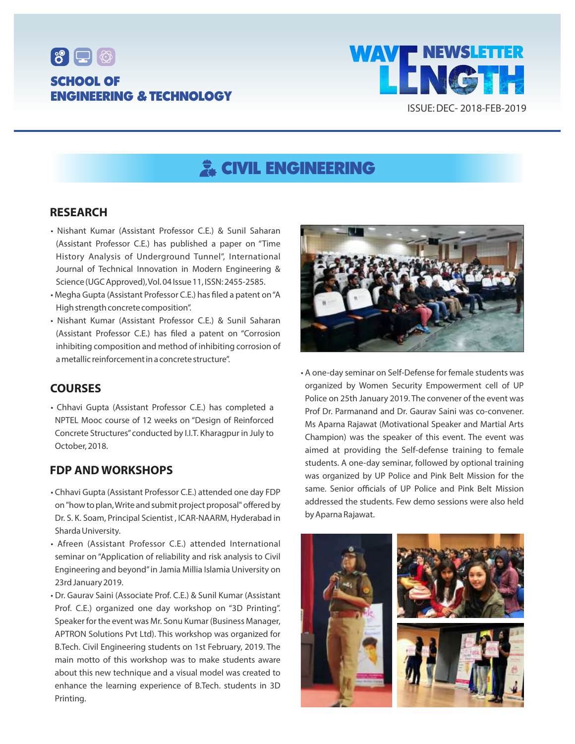# CIVIL ENGINEERING

## RESEARCH

- Nishant Kumar (Assistant Professor C.E.) & Sunil Saharan (Assistant Professor C.E.) has published a paper on "Time History Analysis of Underground Tunnel", International Journal of Technical Innovation in Modern Engineering & Science (UGC Approved), Vol. 04 Issue 11, ISSN: 2455-2585.
- Megha Gupta (Assistant Professor C.E.) has filed a patent on "A High strength concrete composition".
- Nishant Kumar (Assistant Professor C.E.) & Sunil Saharan (Assistant Professor C.E.) has filed a patent on "Corrosion inhibiting composition and method of inhibiting corrosion of a metallic reinforcement in a concrete structure".

## COURSES

- Chhavi Gupta (Assistant Professor C.E.) has completed a NPTEL Mooc course of 12 weeks on "Design of Reinforced Concrete Structures" conducted by I.I.T. Kharagpur in July to October, 2018.

## FDP AND WORKSHOPS

- Chhavi Gupta (Assistant Professor C.E.) attended one day FDP on "how to plan, Write and submit project proposal" offered by Dr. S. K. Soam, Principal Scientist , ICAR-NAARM, Hyderabad in Sharda University.
- Afreen (Assistant Professor C.E.) attended International seminar on "Application of reliability and risk analysis to Civil Engineering and beyond" in Jamia Millia Islamia University on 23rd January 2019.
- Dr. Gaurav Saini (Associate Prof. C.E.) & Sunil Kumar (Assistant Prof. C.E.) organized one day workshop on "3D Printing". Speaker for the event was Mr. Sonu Kumar (Business Manager, APTRON Solutions Pvt Ltd). This workshop was organized for B.Tech. Civil Engineering students on 1st February, 2019. The main motto of this workshop was to make students aware about this new technique and a visual model was created to enhance the learning experience of B.Tech. students in 3D Printing.
- A one-day seminar on Self-Defense for female students was organized by Women Security Empowerment cell of UP Police on 25th January 2019. The convener of the event was Prof Dr. Parmanand and Dr. Gaurav Saini was co-convener. Ms Aparna Rajawat (Motivational Speaker and Martial Arts Champion) was the speaker of this event. The event was aimed at providing the Self-defense training to female students. A one-day seminar, followed by optional training was organized by UP Police and Pink Belt Mission for the same. Senior officials of UP Police and Pink Belt Mission addressed the students. Few demo sessions were also held by Aparna Rajawat.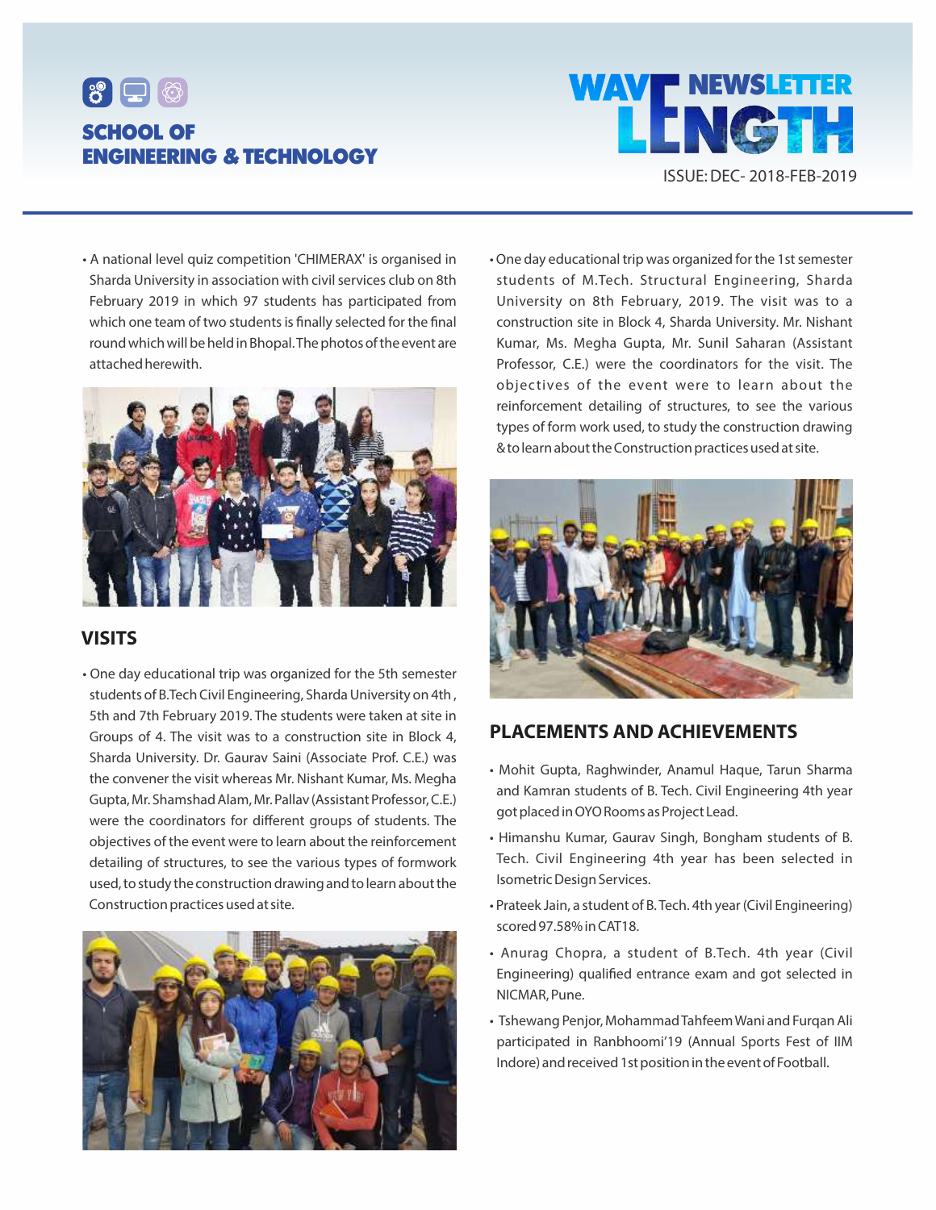- A national level quiz competition 'CHIMERAX' is organised in Sharda University in association with civil services club on 8th February 2019 in which 97 students has participated from which one team of two students is finally selected for the final round which will be held in Bhopal. The photos of the event are attached herewith.

## VISITS

- One day educational trip was organized for the 5th semester students of B.Tech Civil Engineering, Sharda University on 4th, 5th and 7th February 2019. The students were taken at site in Groups of 4. The visit was to a construction site in Block 4, Sharda University. Dr. Gaurav Saini (Associate Prof. C.E.) was the convener the visit whereas Mr. Nishant Kumar, Ms. Megha Gupta, Mr. Shamshad Alam, Mr. Pallav (Assistant Professor, C.E.) were the coordinators for different groups of students. The objectives of the event were to learn about the reinforcement detailing of structures, to see the various types of formwork used, to study the construction drawing and to learn about the Construction practices used at site.

- One day educational trip was organized for the 1st semester students of M.Tech. Structural Engineering, Sharda University on 8th February, 2019. The visit was to a construction site in Block 4, Sharda University. Mr. Nishant Kumar, Ms. Megha Gupta, Mr. Sunil Saharan (Assistant Professor, C.E.) were the coordinators for the visit. The objectives of the event were to learn about the reinforcement detailing of structures, to see the various types of form work used, to study the construction drawing & to learn about the Construction practices used at site.

## PLACEMENTS AND ACHIEVEMENTS

- Mohit Gupta, Raghwinder, Anamul Haque, Tarun Sharma and Kamran students of B. Tech. Civil Engineering 4th year got placed in OYO Rooms as Project Lead.
- Himanshu Kumar, Gaurav Singh, Bongham students of B. Tech. Civil Engineering 4th year has been selected in Isometric Design Services.
- Prateek Jain, a student of B. Tech. 4th year (Civil Engineering) scored 97.58% in CAT18.
- Anurag Chopra, a student of B.Tech. 4th year (Civil Engineering) qualified entrance exam and got selected in NICMAR, Pune.
- Tshewang Penjor, Mohammad Tahfeem Wani and Furqan Ali participated in Ranbhoomi'19 (Annual Sports Fest of IIM Indore) and received 1st position in the event of Football.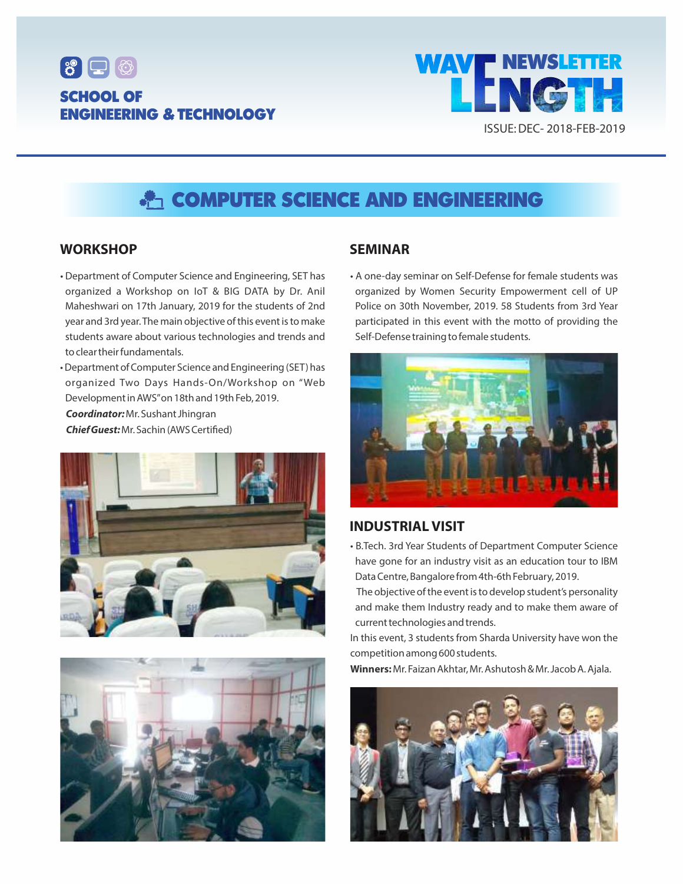# SCHOOL OF ENGINEERING & TECHNOLOGY

WAVELENGTH NEWSLETTER

ISSUE: DEC- 2018-FEB-2019

## COMPUTER SCIENCE AND ENGINEERING

### WORKSHOP

- Department of Computer Science and Engineering, SET has organized a Workshop on IoT & BIG DATA by Dr. Anil Maheshwari on 17th January, 2019 for the students of 2nd year and 3rd year. The main objective of this event is to make students aware about various technologies and trends and to clear their fundamentals.
- Department of Computer Science and Engineering (SET) has organized Two Days Hands-On/Workshop on "Web Development in AWS" on 18th and 19th Feb, 2019.

***Coordinator:*** Mr. Sushant Jhingran

***Chief Guest:*** Mr. Sachin (AWS Certified)

### SEMINAR

- A one-day seminar on Self-Defense for female students was organized by Women Security Empowerment cell of UP Police on 30th November, 2019. 58 Students from 3rd Year participated in this event with the motto of providing the Self-Defense training to female students.

### INDUSTRIAL VISIT

- B.Tech. 3rd Year Students of Department Computer Science have gone for an industry visit as an education tour to IBM Data Centre, Bangalore from 4th-6th February, 2019.

  The objective of the event is to develop student's personality and make them Industry ready and to make them aware of current technologies and trends.

In this event, 3 students from Sharda University have won the competition among 600 students.

**Winners:** Mr. Faizan Akhtar, Mr. Ashutosh & Mr. Jacob A. Ajala.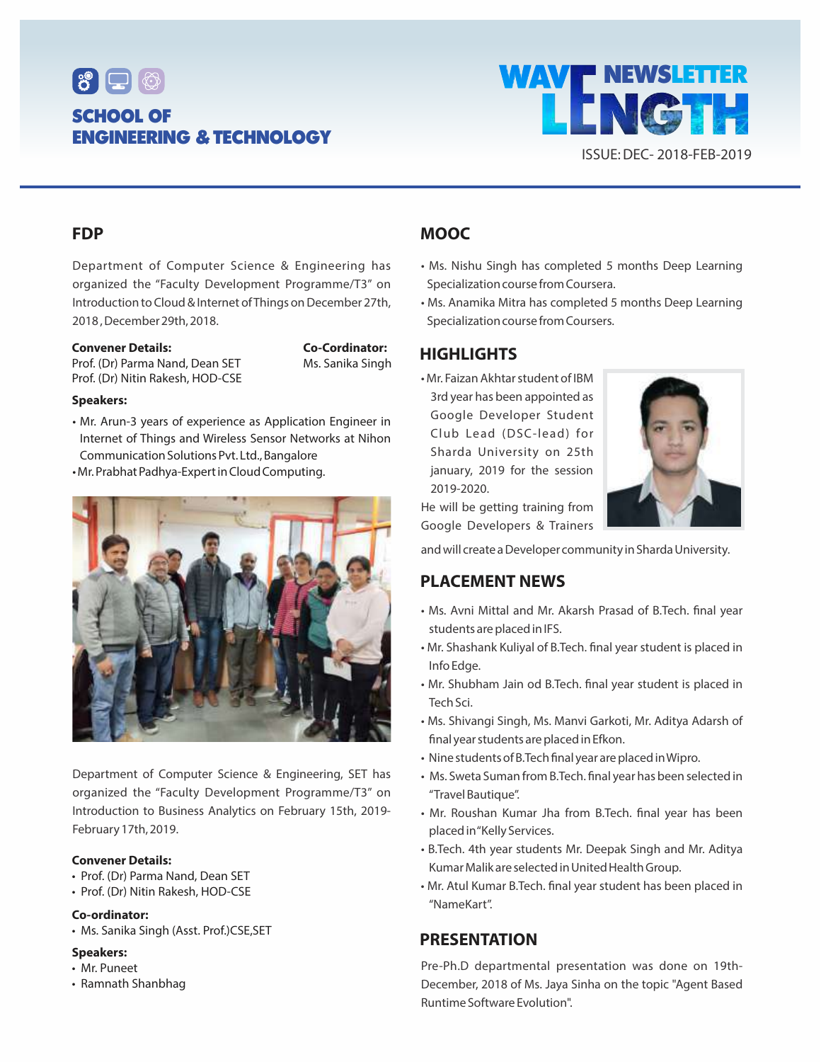SCHOOL OF ENGINEERING & TECHNOLOGY

WAVELENGTH NEWSLETTER

ISSUE: DEC- 2018-FEB-2019

## FDP

Department of Computer Science & Engineering has organized the "Faculty Development Programme/T3" on Introduction to Cloud & Internet of Things on December 27th, 2018, December 29th, 2018.

**Convener Details:**
Prof. (Dr) Parma Nand, Dean SET
Prof. (Dr) Nitin Rakesh, HOD-CSE

**Co-Cordinator:**
Ms. Sanika Singh

**Speakers:**

- Mr. Arun-3 years of experience as Application Engineer in Internet of Things and Wireless Sensor Networks at Nihon Communication Solutions Pvt. Ltd., Bangalore
- Mr. Prabhat Padhya-Expert in Cloud Computing.

Department of Computer Science & Engineering, SET has organized the "Faculty Development Programme/T3" on Introduction to Business Analytics on February 15th, 2019-February 17th, 2019.

**Convener Details:**

- Prof. (Dr) Parma Nand, Dean SET
- Prof. (Dr) Nitin Rakesh, HOD-CSE

**Co-ordinator:**

- Ms. Sanika Singh (Asst. Prof.)CSE,SET

**Speakers:**

- Mr. Puneet
- Ramnath Shanbhag

## MOOC

- Ms. Nishu Singh has completed 5 months Deep Learning Specialization course from Coursera.
- Ms. Anamika Mitra has completed 5 months Deep Learning Specialization course from Coursers.

## HIGHLIGHTS

- Mr. Faizan Akhtar student of IBM 3rd year has been appointed as Google Developer Student Club Lead (DSC-lead) for Sharda University on 25th january, 2019 for the session 2019-2020.

He will be getting training from Google Developers & Trainers and will create a Developer community in Sharda University.

## PLACEMENT NEWS

- Ms. Avni Mittal and Mr. Akarsh Prasad of B.Tech. final year students are placed in IFS.
- Mr. Shashank Kuliyal of B.Tech. final year student is placed in Info Edge.
- Mr. Shubham Jain od B.Tech. final year student is placed in Tech Sci.
- Ms. Shivangi Singh, Ms. Manvi Garkoti, Mr. Aditya Adarsh of final year students are placed in Efkon.
- Nine students of B.Tech final year are placed in Wipro.
- Ms. Sweta Suman from B.Tech. final year has been selected in "Travel Bautique".
- Mr. Roushan Kumar Jha from B.Tech. final year has been placed in "Kelly Services.
- B.Tech. 4th year students Mr. Deepak Singh and Mr. Aditya Kumar Malik are selected in United Health Group.
- Mr. Atul Kumar B.Tech. final year student has been placed in "NameKart".

## PRESENTATION

Pre-Ph.D departmental presentation was done on 19th-December, 2018 of Ms. Jaya Sinha on the topic "Agent Based Runtime Software Evolution".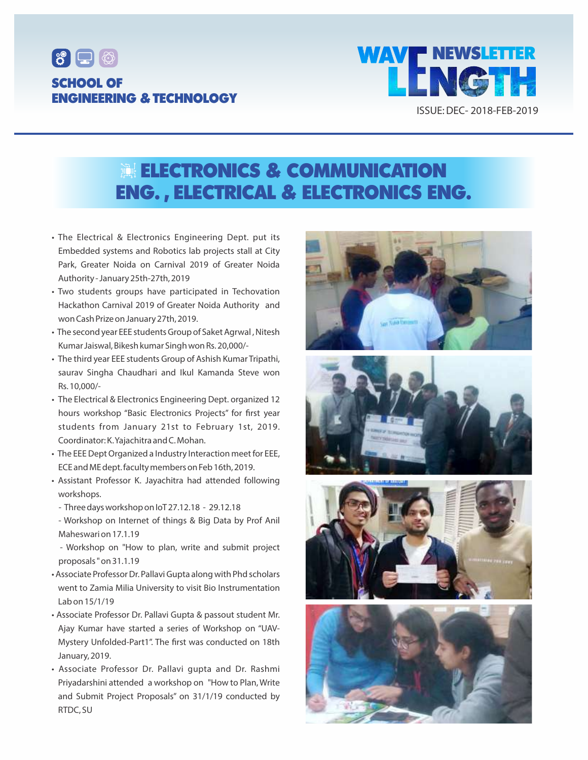# ELECTRONICS & COMMUNICATION ENG. , ELECTRICAL & ELECTRONICS ENG.

- The Electrical & Electronics Engineering Dept. put its Embedded systems and Robotics lab projects stall at City Park, Greater Noida on Carnival 2019 of Greater Noida Authority - January 25th-27th, 2019
- Two students groups have participated in Techovation Hackathon Carnival 2019 of Greater Noida Authority and won Cash Prize on January 27th, 2019.
- The second year EEE students Group of Saket Agrwal , Nitesh Kumar Jaiswal, Bikesh kumar Singh won Rs. 20,000/-
- The third year EEE students Group of Ashish Kumar Tripathi, saurav Singha Chaudhari and Ikul Kamanda Steve won Rs. 10,000/-
- The Electrical & Electronics Engineering Dept. organized 12 hours workshop "Basic Electronics Projects" for first year students from January 21st to February 1st, 2019. Coordinator: K. Yajachitra and C. Mohan.
- The EEE Dept Organized a Industry Interaction meet for EEE, ECE and ME dept. faculty members on Feb 16th, 2019.
- Assistant Professor K. Jayachitra had attended following workshops.
  - Three days workshop on IoT 27.12.18 - 29.12.18
  - Workshop on Internet of things & Big Data by Prof Anil Maheswari on 17.1.19
  - Workshop on "How to plan, write and submit project proposals" on 31.1.19
- Associate Professor Dr. Pallavi Gupta along with Phd scholars went to Zamia Milia University to visit Bio Instrumentation Lab on 15/1/19
- Associate Professor Dr. Pallavi Gupta & passout student Mr. Ajay Kumar have started a series of Workshop on "UAV-Mystery Unfolded-Part1". The first was conducted on 18th January, 2019.
- Associate Professor Dr. Pallavi gupta and Dr. Rashmi Priyadarshini attended a workshop on "How to Plan, Write and Submit Project Proposals" on 31/1/19 conducted by RTDC, SU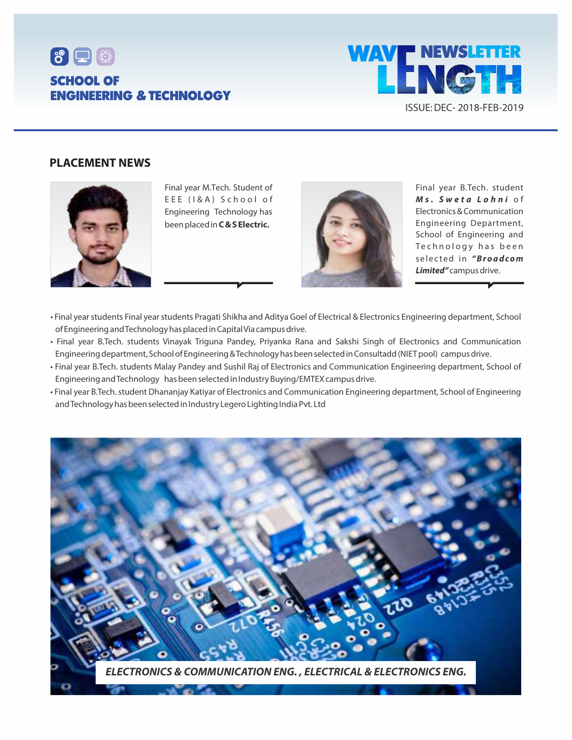## PLACEMENT NEWS

Final year M.Tech. Student of EEE (I&A) School of Engineering Technology has been placed in **C & S Electric.**

Final year B.Tech. student ***Ms. Sweta Lohni*** of Electronics & Communication Engineering Department, School of Engineering and Technology has been selected in ***"Broadcom Limited"*** campus drive.

- Final year students Final year students Pragati Shikha and Aditya Goel of Electrical & Electronics Engineering department, School of Engineering and Technology has placed in Capital Via campus drive.
- Final year B.Tech. students Vinayak Triguna Pandey, Priyanka Rana and Sakshi Singh of Electronics and Communication Engineering department, School of Engineering & Technology has been selected in Consultadd (NIET pool) campus drive.
- Final year B.Tech. students Malay Pandey and Sushil Raj of Electronics and Communication Engineering department, School of Engineering and Technology has been selected in Industry Buying/EMTEX campus drive.
- Final year B.Tech. student Dhananjay Katiyar of Electronics and Communication Engineering department, School of Engineering and Technology has been selected in Industry Legero Lighting India Pvt. Ltd

***ELECTRONICS & COMMUNICATION ENG. , ELECTRICAL & ELECTRONICS ENG.***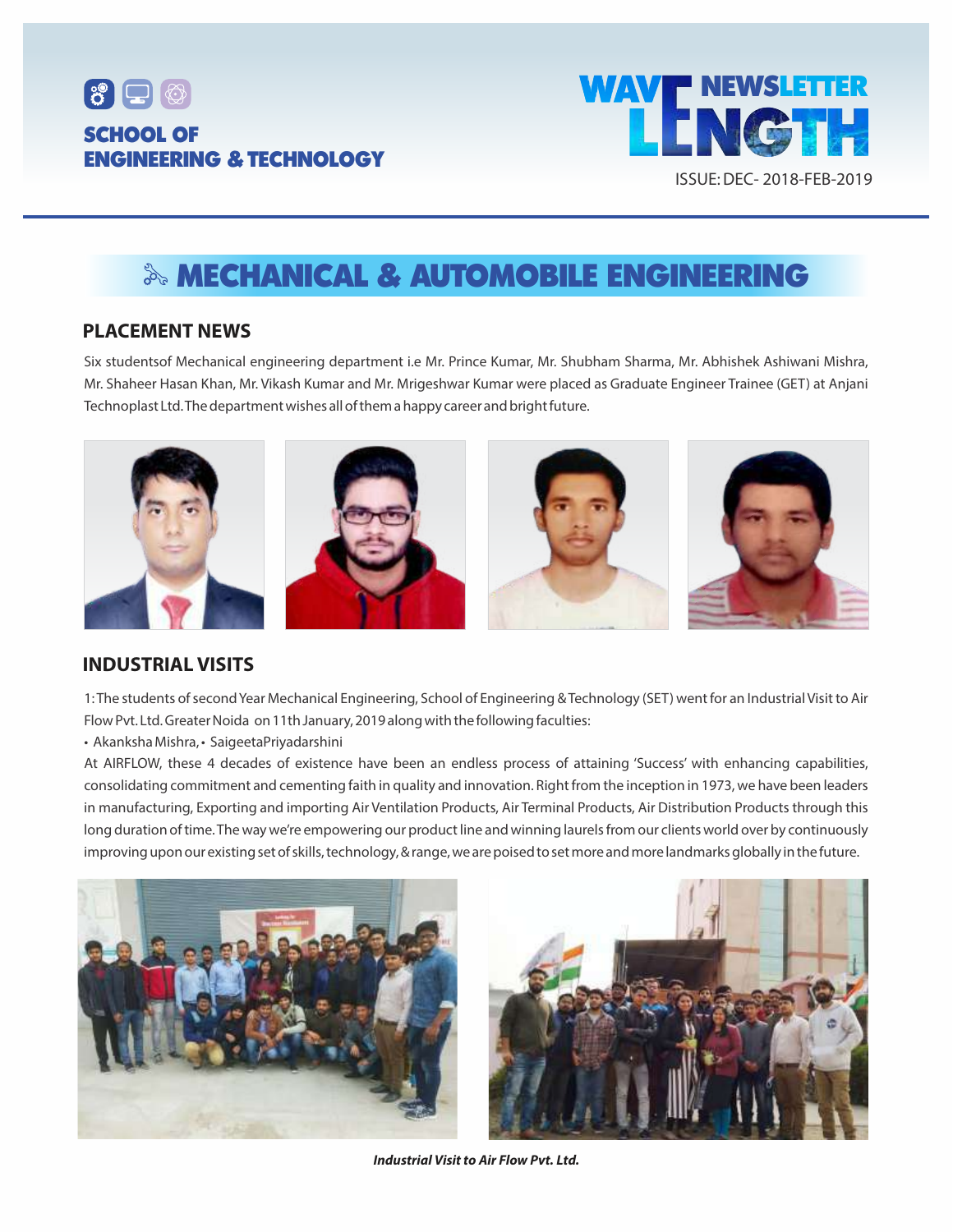# MECHANICAL & AUTOMOBILE ENGINEERING

## PLACEMENT NEWS

Six studentsof Mechanical engineering department i.e Mr. Prince Kumar, Mr. Shubham Sharma, Mr. Abhishek Ashiwani Mishra, Mr. Shaheer Hasan Khan, Mr. Vikash Kumar and Mr. Mrigeshwar Kumar were placed as Graduate Engineer Trainee (GET) at Anjani Technoplast Ltd. The department wishes all of them a happy career and bright future.

## INDUSTRIAL VISITS

1: The students of second Year Mechanical Engineering, School of Engineering & Technology (SET) went for an Industrial Visit to Air Flow Pvt. Ltd. Greater Noida on 11th January, 2019 along with the following faculties:

- Akanksha Mishra,
- SaigeetaPriyadarshini

At AIRFLOW, these 4 decades of existence have been an endless process of attaining 'Success' with enhancing capabilities, consolidating commitment and cementing faith in quality and innovation. Right from the inception in 1973, we have been leaders in manufacturing, Exporting and importing Air Ventilation Products, Air Terminal Products, Air Distribution Products through this long duration of time. The way we're empowering our product line and winning laurels from our clients world over by continuously improving upon our existing set of skills, technology, & range, we are poised to set more and more landmarks globally in the future.

*Industrial Visit to Air Flow Pvt. Ltd.*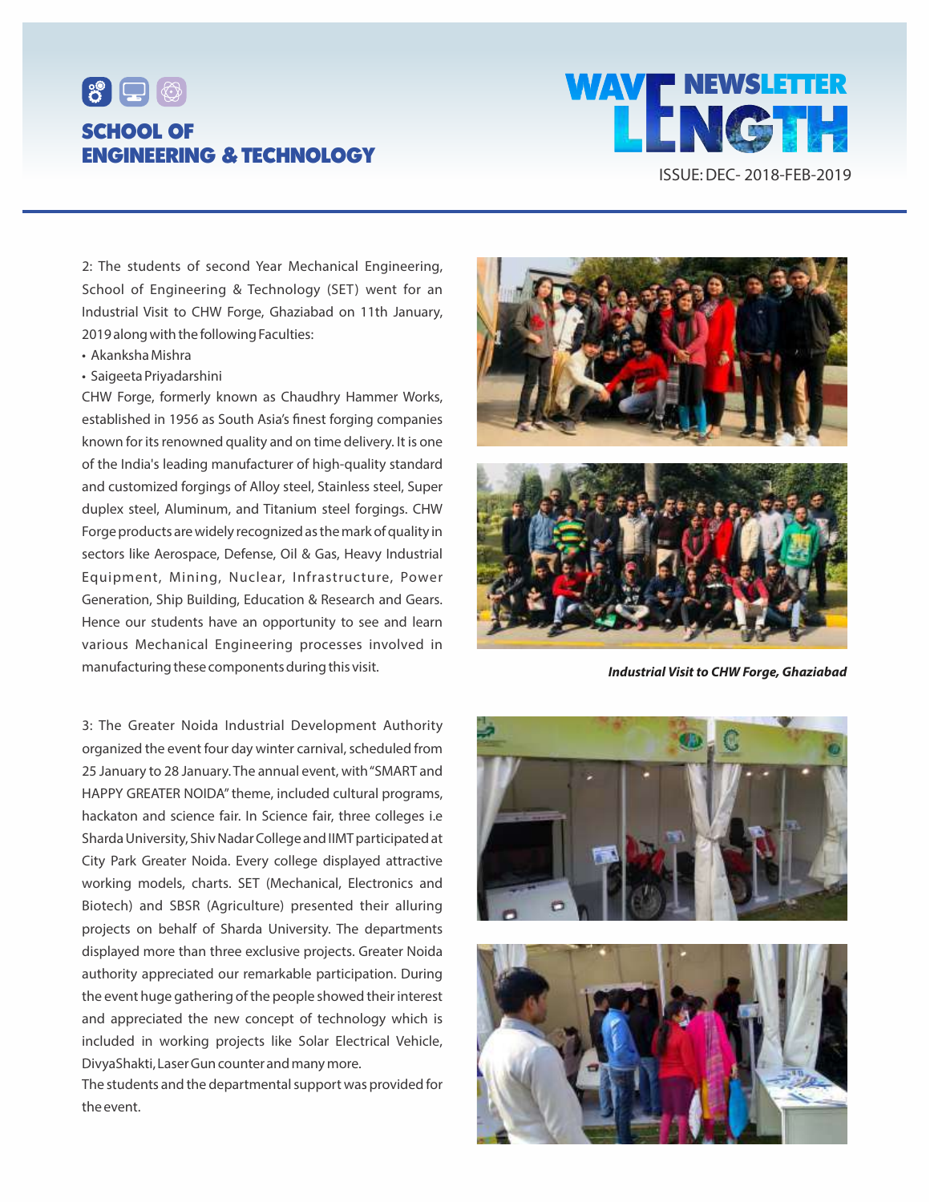2: The students of second Year Mechanical Engineering, School of Engineering & Technology (SET) went for an Industrial Visit to CHW Forge, Ghaziabad on 11th January, 2019 along with the following Faculties:

- Akanksha Mishra
- Saigeeta Priyadarshini

CHW Forge, formerly known as Chaudhry Hammer Works, established in 1956 as South Asia's finest forging companies known for its renowned quality and on time delivery. It is one of the India's leading manufacturer of high-quality standard and customized forgings of Alloy steel, Stainless steel, Super duplex steel, Aluminum, and Titanium steel forgings. CHW Forge products are widely recognized as the mark of quality in sectors like Aerospace, Defense, Oil & Gas, Heavy Industrial Equipment, Mining, Nuclear, Infrastructure, Power Generation, Ship Building, Education & Research and Gears. Hence our students have an opportunity to see and learn various Mechanical Engineering processes involved in manufacturing these components during this visit.

***Industrial Visit to CHW Forge, Ghaziabad***

3: The Greater Noida Industrial Development Authority organized the event four day winter carnival, scheduled from 25 January to 28 January. The annual event, with "SMART and HAPPY GREATER NOIDA" theme, included cultural programs, hackaton and science fair. In Science fair, three colleges i.e Sharda University, Shiv Nadar College and IIMT participated at City Park Greater Noida. Every college displayed attractive working models, charts. SET (Mechanical, Electronics and Biotech) and SBSR (Agriculture) presented their alluring projects on behalf of Sharda University. The departments displayed more than three exclusive projects. Greater Noida authority appreciated our remarkable participation. During the event huge gathering of the people showed their interest and appreciated the new concept of technology which is included in working projects like Solar Electrical Vehicle, DivyaShakti, Laser Gun counter and many more.

The students and the departmental support was provided for the event.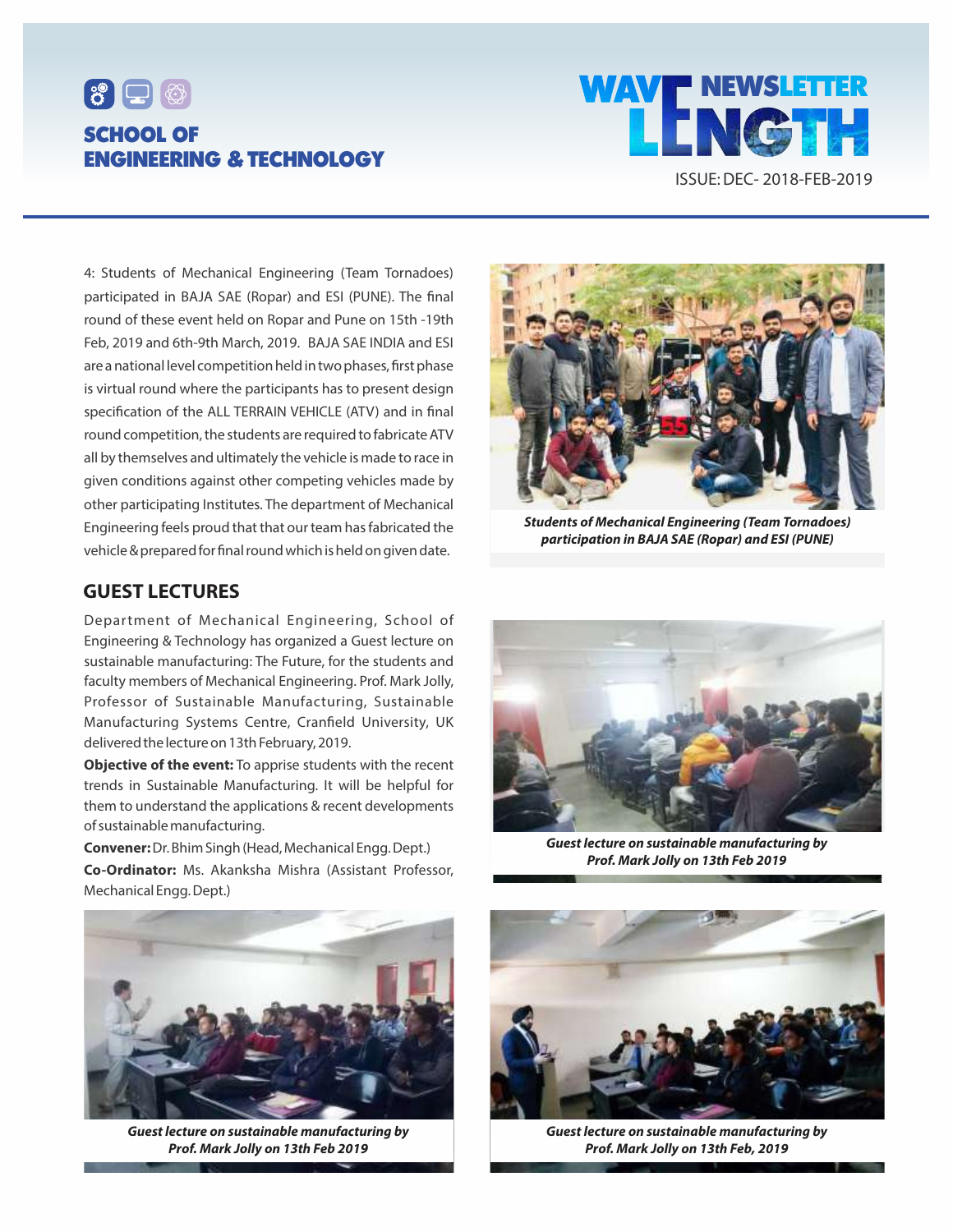4: Students of Mechanical Engineering (Team Tornadoes) participated in BAJA SAE (Ropar) and ESI (PUNE). The final round of these event held on Ropar and Pune on 15th -19th Feb, 2019 and 6th-9th March, 2019. BAJA SAE INDIA and ESI are a national level competition held in two phases, first phase is virtual round where the participants has to present design specification of the ALL TERRAIN VEHICLE (ATV) and in final round competition, the students are required to fabricate ATV all by themselves and ultimately the vehicle is made to race in given conditions against other competing vehicles made by other participating Institutes. The department of Mechanical Engineering feels proud that that our team has fabricated the vehicle & prepared for final round which is held on given date.

***Students of Mechanical Engineering (Team Tornadoes) participation in BAJA SAE (Ropar) and ESI (PUNE)***

## GUEST LECTURES

Department of Mechanical Engineering, School of Engineering & Technology has organized a Guest lecture on sustainable manufacturing: The Future, for the students and faculty members of Mechanical Engineering. Prof. Mark Jolly, Professor of Sustainable Manufacturing, Sustainable Manufacturing Systems Centre, Cranfield University, UK delivered the lecture on 13th February, 2019.

**Objective of the event:** To apprise students with the recent trends in Sustainable Manufacturing. It will be helpful for them to understand the applications & recent developments of sustainable manufacturing.

**Convener:** Dr. Bhim Singh (Head, Mechanical Engg. Dept.)

**Co-Ordinator:** Ms. Akanksha Mishra (Assistant Professor, Mechanical Engg. Dept.)

***Guest lecture on sustainable manufacturing by Prof. Mark Jolly on 13th Feb 2019***

***Guest lecture on sustainable manufacturing by Prof. Mark Jolly on 13th Feb 2019***

***Guest lecture on sustainable manufacturing by Prof. Mark Jolly on 13th Feb, 2019***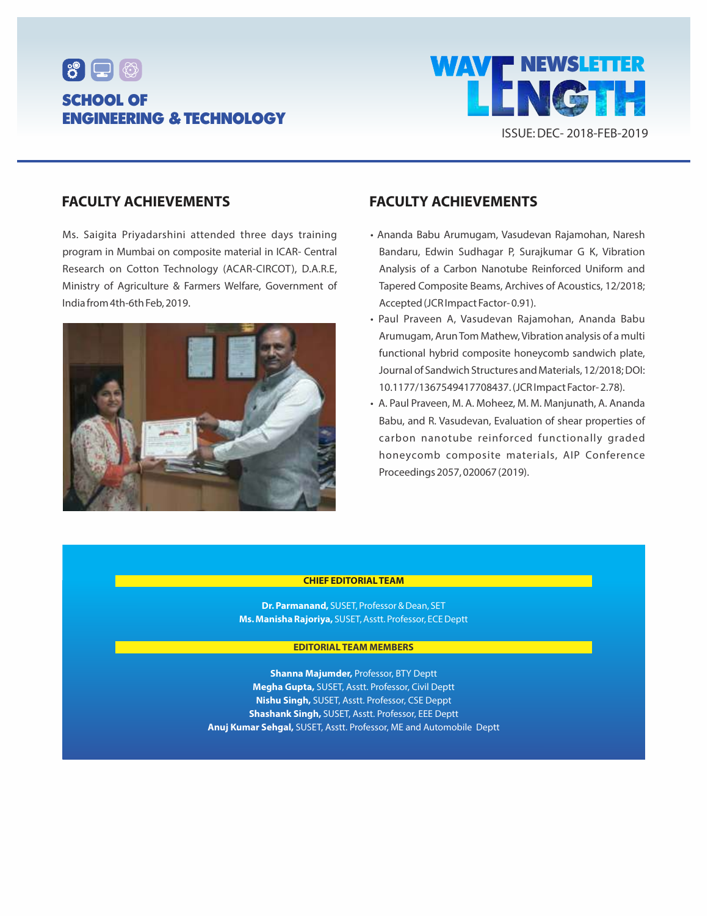# SCHOOL OF ENGINEERING & TECHNOLOGY

# WAVELENGTH NEWSLETTER

ISSUE: DEC- 2018-FEB-2019

## FACULTY ACHIEVEMENTS

Ms. Saigita Priyadarshini attended three days training program in Mumbai on composite material in ICAR- Central Research on Cotton Technology (ACAR-CIRCOT), D.A.R.E, Ministry of Agriculture & Farmers Welfare, Government of India from 4th-6th Feb, 2019.

## FACULTY ACHIEVEMENTS

- Ananda Babu Arumugam, Vasudevan Rajamohan, Naresh Bandaru, Edwin Sudhagar P, Surajkumar G K, Vibration Analysis of a Carbon Nanotube Reinforced Uniform and Tapered Composite Beams, Archives of Acoustics, 12/2018; Accepted (JCR Impact Factor- 0.91).
- Paul Praveen A, Vasudevan Rajamohan, Ananda Babu Arumugam, Arun Tom Mathew, Vibration analysis of a multi functional hybrid composite honeycomb sandwich plate, Journal of Sandwich Structures and Materials, 12/2018; DOI: 10.1177/1367549417708437. (JCR Impact Factor- 2.78).
- A. Paul Praveen, M. A. Moheez, M. M. Manjunath, A. Ananda Babu, and R. Vasudevan, Evaluation of shear properties of carbon nanotube reinforced functionally graded honeycomb composite materials, AIP Conference Proceedings 2057, 020067 (2019).

**CHIEF EDITORIAL TEAM**

**Dr. Parmanand,** SUSET, Professor & Dean, SET
**Ms. Manisha Rajoriya,** SUSET, Asstt. Professor, ECE Deptt

**EDITORIAL TEAM MEMBERS**

**Shanna Majumder,** Professor, BTY Deptt
**Megha Gupta,** SUSET, Asstt. Professor, Civil Deptt
**Nishu Singh,** SUSET, Asstt. Professor, CSE Deptt
**Shashank Singh,** SUSET, Asstt. Professor, EEE Deptt
**Anuj Kumar Sehgal,** SUSET, Asstt. Professor, ME and Automobile Deptt